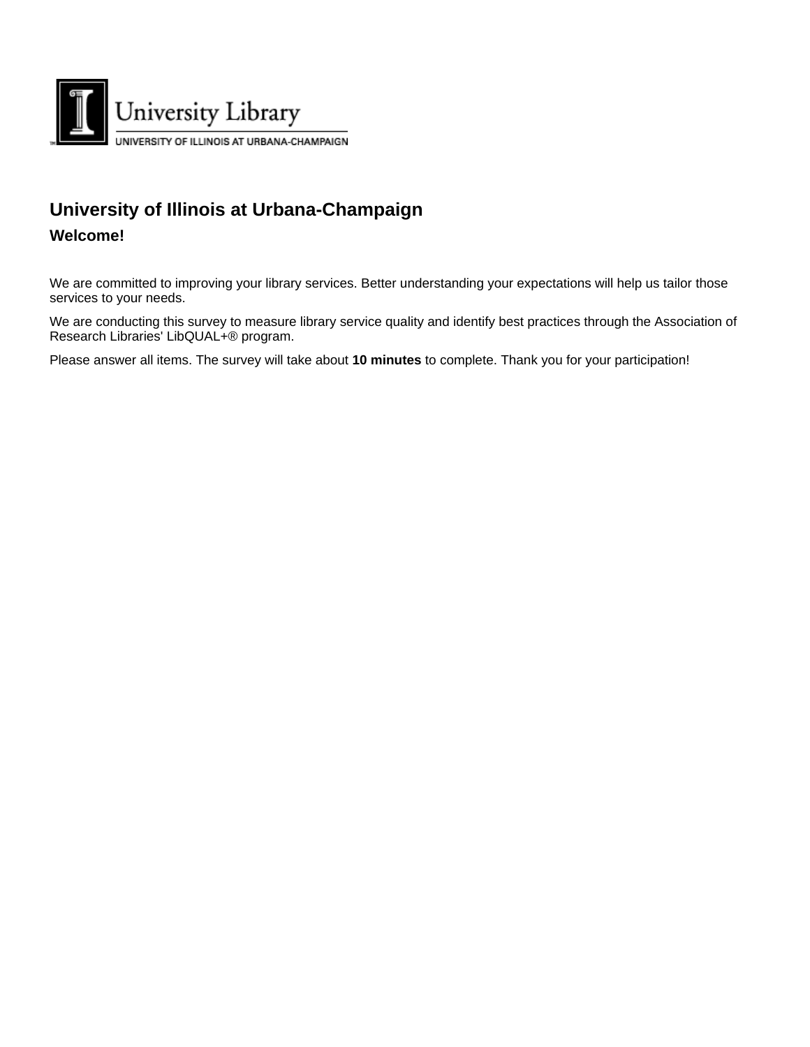University Library
UNIVERSITY OF ILLINOIS AT URBANA-CHAMPAIGN

# University of Illinois at Urbana-Champaign

## Welcome!

We are committed to improving your library services. Better understanding your expectations will help us tailor those services to your needs.

We are conducting this survey to measure library service quality and identify best practices through the Association of Research Libraries' LibQUAL+® program.

Please answer all items. The survey will take about **10 minutes** to complete. Thank you for your participation!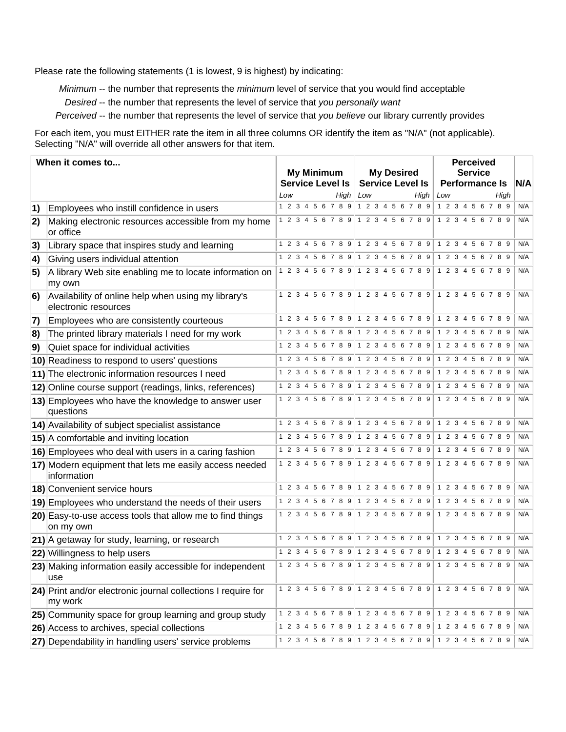Please rate the following statements (1 is lowest, 9 is highest) by indicating:

*Minimum* -- the number that represents the *minimum* level of service that you would find acceptable

*Desired* -- the number that represents the level of service that *you personally want*

*Perceived* -- the number that represents the level of service that *you believe* our library currently provides

For each item, you must EITHER rate the item in all three columns OR identify the item as "N/A" (not applicable). Selecting "N/A" will override all other answers for that item.

| | When it comes to... | My Minimum Service Level Is | My Desired Service Level Is | Perceived Service Performance Is | N/A |
|---|---|---|---|---|---|
| | | Low — High | Low — High | Low — High | |
| 1) | Employees who instill confidence in users | 1 2 3 4 5 6 7 8 9 | 1 2 3 4 5 6 7 8 9 | 1 2 3 4 5 6 7 8 9 | N/A |
| 2) | Making electronic resources accessible from my home or office | 1 2 3 4 5 6 7 8 9 | 1 2 3 4 5 6 7 8 9 | 1 2 3 4 5 6 7 8 9 | N/A |
| 3) | Library space that inspires study and learning | 1 2 3 4 5 6 7 8 9 | 1 2 3 4 5 6 7 8 9 | 1 2 3 4 5 6 7 8 9 | N/A |
| 4) | Giving users individual attention | 1 2 3 4 5 6 7 8 9 | 1 2 3 4 5 6 7 8 9 | 1 2 3 4 5 6 7 8 9 | N/A |
| 5) | A library Web site enabling me to locate information on my own | 1 2 3 4 5 6 7 8 9 | 1 2 3 4 5 6 7 8 9 | 1 2 3 4 5 6 7 8 9 | N/A |
| 6) | Availability of online help when using my library's electronic resources | 1 2 3 4 5 6 7 8 9 | 1 2 3 4 5 6 7 8 9 | 1 2 3 4 5 6 7 8 9 | N/A |
| 7) | Employees who are consistently courteous | 1 2 3 4 5 6 7 8 9 | 1 2 3 4 5 6 7 8 9 | 1 2 3 4 5 6 7 8 9 | N/A |
| 8) | The printed library materials I need for my work | 1 2 3 4 5 6 7 8 9 | 1 2 3 4 5 6 7 8 9 | 1 2 3 4 5 6 7 8 9 | N/A |
| 9) | Quiet space for individual activities | 1 2 3 4 5 6 7 8 9 | 1 2 3 4 5 6 7 8 9 | 1 2 3 4 5 6 7 8 9 | N/A |
| 10) | Readiness to respond to users' questions | 1 2 3 4 5 6 7 8 9 | 1 2 3 4 5 6 7 8 9 | 1 2 3 4 5 6 7 8 9 | N/A |
| 11) | The electronic information resources I need | 1 2 3 4 5 6 7 8 9 | 1 2 3 4 5 6 7 8 9 | 1 2 3 4 5 6 7 8 9 | N/A |
| 12) | Online course support (readings, links, references) | 1 2 3 4 5 6 7 8 9 | 1 2 3 4 5 6 7 8 9 | 1 2 3 4 5 6 7 8 9 | N/A |
| 13) | Employees who have the knowledge to answer user questions | 1 2 3 4 5 6 7 8 9 | 1 2 3 4 5 6 7 8 9 | 1 2 3 4 5 6 7 8 9 | N/A |
| 14) | Availability of subject specialist assistance | 1 2 3 4 5 6 7 8 9 | 1 2 3 4 5 6 7 8 9 | 1 2 3 4 5 6 7 8 9 | N/A |
| 15) | A comfortable and inviting location | 1 2 3 4 5 6 7 8 9 | 1 2 3 4 5 6 7 8 9 | 1 2 3 4 5 6 7 8 9 | N/A |
| 16) | Employees who deal with users in a caring fashion | 1 2 3 4 5 6 7 8 9 | 1 2 3 4 5 6 7 8 9 | 1 2 3 4 5 6 7 8 9 | N/A |
| 17) | Modern equipment that lets me easily access needed information | 1 2 3 4 5 6 7 8 9 | 1 2 3 4 5 6 7 8 9 | 1 2 3 4 5 6 7 8 9 | N/A |
| 18) | Convenient service hours | 1 2 3 4 5 6 7 8 9 | 1 2 3 4 5 6 7 8 9 | 1 2 3 4 5 6 7 8 9 | N/A |
| 19) | Employees who understand the needs of their users | 1 2 3 4 5 6 7 8 9 | 1 2 3 4 5 6 7 8 9 | 1 2 3 4 5 6 7 8 9 | N/A |
| 20) | Easy-to-use access tools that allow me to find things on my own | 1 2 3 4 5 6 7 8 9 | 1 2 3 4 5 6 7 8 9 | 1 2 3 4 5 6 7 8 9 | N/A |
| 21) | A getaway for study, learning, or research | 1 2 3 4 5 6 7 8 9 | 1 2 3 4 5 6 7 8 9 | 1 2 3 4 5 6 7 8 9 | N/A |
| 22) | Willingness to help users | 1 2 3 4 5 6 7 8 9 | 1 2 3 4 5 6 7 8 9 | 1 2 3 4 5 6 7 8 9 | N/A |
| 23) | Making information easily accessible for independent use | 1 2 3 4 5 6 7 8 9 | 1 2 3 4 5 6 7 8 9 | 1 2 3 4 5 6 7 8 9 | N/A |
| 24) | Print and/or electronic journal collections I require for my work | 1 2 3 4 5 6 7 8 9 | 1 2 3 4 5 6 7 8 9 | 1 2 3 4 5 6 7 8 9 | N/A |
| 25) | Community space for group learning and group study | 1 2 3 4 5 6 7 8 9 | 1 2 3 4 5 6 7 8 9 | 1 2 3 4 5 6 7 8 9 | N/A |
| 26) | Access to archives, special collections | 1 2 3 4 5 6 7 8 9 | 1 2 3 4 5 6 7 8 9 | 1 2 3 4 5 6 7 8 9 | N/A |
| 27) | Dependability in handling users' service problems | 1 2 3 4 5 6 7 8 9 | 1 2 3 4 5 6 7 8 9 | 1 2 3 4 5 6 7 8 9 | N/A |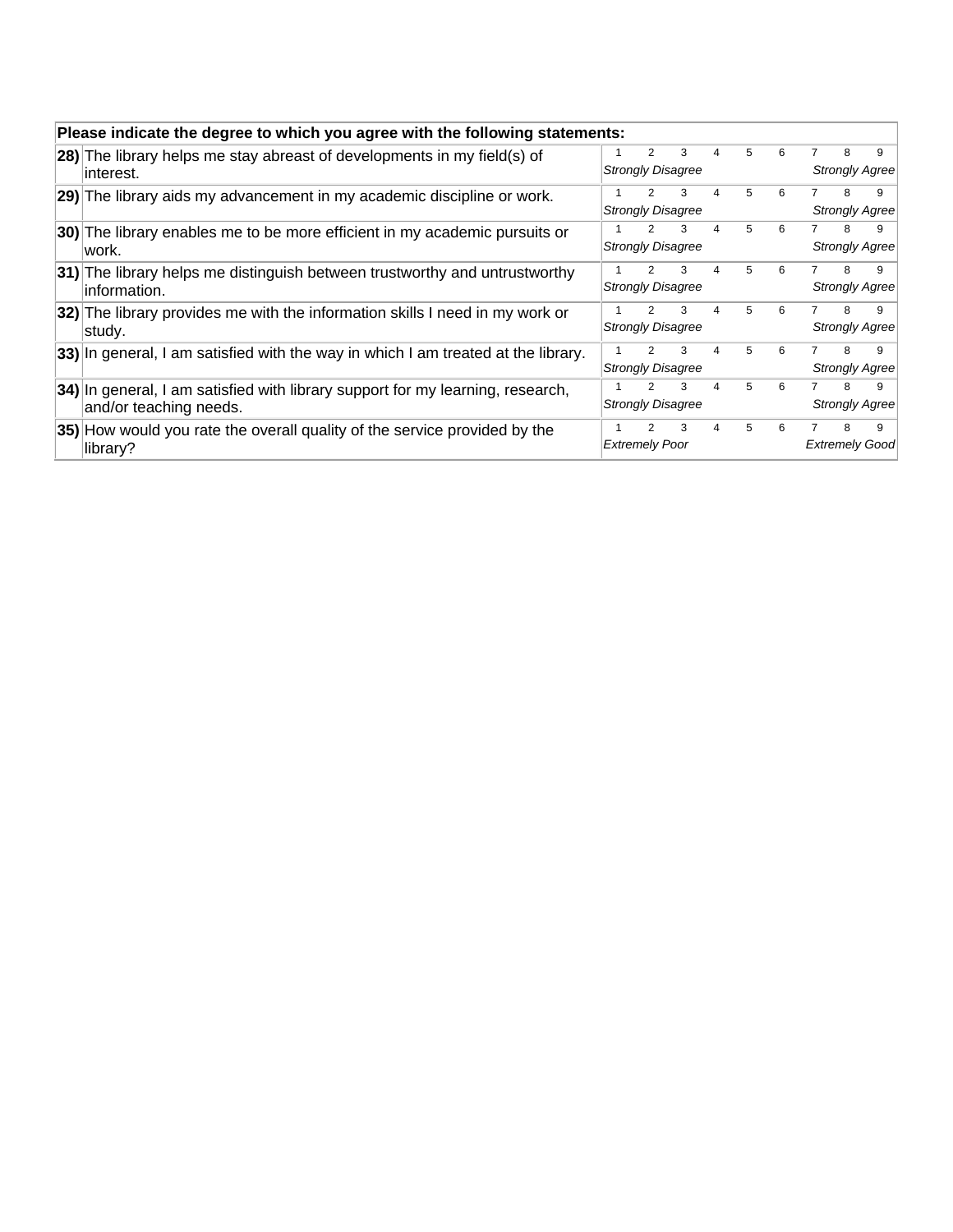| Please indicate the degree to which you agree with the following statements: | | | | | | | | | | |
|---|---|---|---|---|---|---|---|---|---|---|
| **28)** | The library helps me stay abreast of developments in my field(s) of interest. | 1 *Strongly Disagree* | 2 | 3 | 4 | 5 | 6 | 7 | 8 | 9 *Strongly Agree* |
| **29)** | The library aids my advancement in my academic discipline or work. | 1 *Strongly Disagree* | 2 | 3 | 4 | 5 | 6 | 7 | 8 | 9 *Strongly Agree* |
| **30)** | The library enables me to be more efficient in my academic pursuits or work. | 1 *Strongly Disagree* | 2 | 3 | 4 | 5 | 6 | 7 | 8 | 9 *Strongly Agree* |
| **31)** | The library helps me distinguish between trustworthy and untrustworthy information. | 1 *Strongly Disagree* | 2 | 3 | 4 | 5 | 6 | 7 | 8 | 9 *Strongly Agree* |
| **32)** | The library provides me with the information skills I need in my work or study. | 1 *Strongly Disagree* | 2 | 3 | 4 | 5 | 6 | 7 | 8 | 9 *Strongly Agree* |
| **33)** | In general, I am satisfied with the way in which I am treated at the library. | 1 *Strongly Disagree* | 2 | 3 | 4 | 5 | 6 | 7 | 8 | 9 *Strongly Agree* |
| **34)** | In general, I am satisfied with library support for my learning, research, and/or teaching needs. | 1 *Strongly Disagree* | 2 | 3 | 4 | 5 | 6 | 7 | 8 | 9 *Strongly Agree* |
| **35)** | How would you rate the overall quality of the service provided by the library? | 1 *Extremely Poor* | 2 | 3 | 4 | 5 | 6 | 7 | 8 | 9 *Extremely Good* |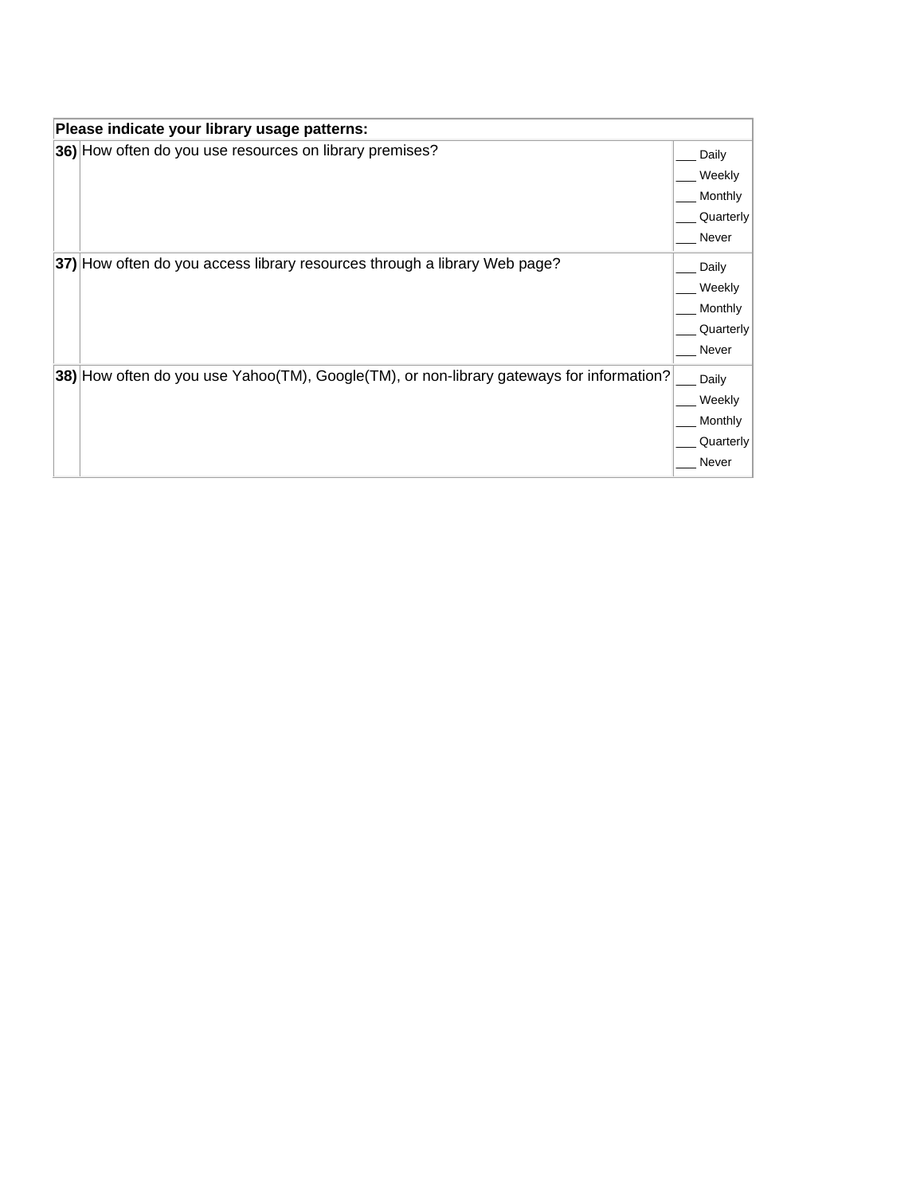| Please indicate your library usage patterns: | | |
|---|---|---|
| **36)** | How often do you use resources on library premises? | ___ Daily<br>___ Weekly<br>___ Monthly<br>___ Quarterly<br>___ Never |
| **37)** | How often do you access library resources through a library Web page? | ___ Daily<br>___ Weekly<br>___ Monthly<br>___ Quarterly<br>___ Never |
| **38)** | How often do you use Yahoo(TM), Google(TM), or non-library gateways for information? | ___ Daily<br>___ Weekly<br>___ Monthly<br>___ Quarterly<br>___ Never |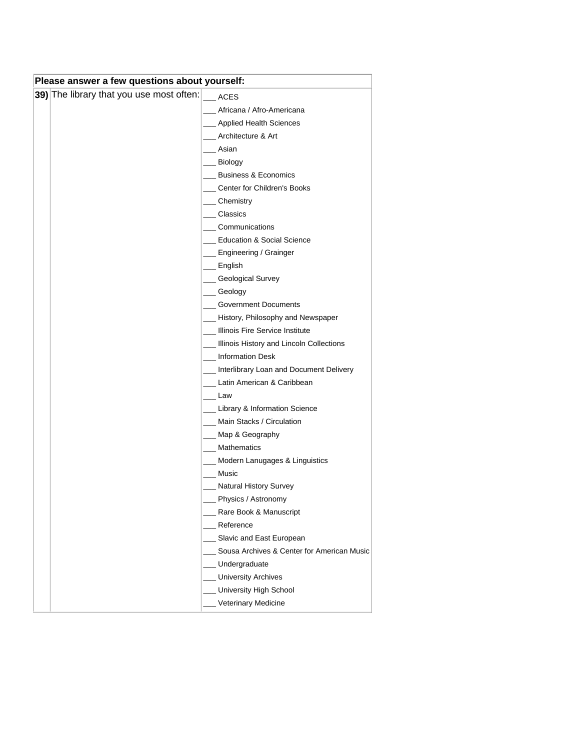| Please answer a few questions about yourself: | | |
| --- | --- | --- |
| **39)** | The library that you use most often: | ___ ACES |
| | | ___ Africana / Afro-Americana |
| | | ___ Applied Health Sciences |
| | | ___ Architecture & Art |
| | | ___ Asian |
| | | ___ Biology |
| | | ___ Business & Economics |
| | | ___ Center for Children's Books |
| | | ___ Chemistry |
| | | ___ Classics |
| | | ___ Communications |
| | | ___ Education & Social Science |
| | | ___ Engineering / Grainger |
| | | ___ English |
| | | ___ Geological Survey |
| | | ___ Geology |
| | | ___ Government Documents |
| | | ___ History, Philosophy and Newspaper |
| | | ___ Illinois Fire Service Institute |
| | | ___ Illinois History and Lincoln Collections |
| | | ___ Information Desk |
| | | ___ Interlibrary Loan and Document Delivery |
| | | ___ Latin American & Caribbean |
| | | ___ Law |
| | | ___ Library & Information Science |
| | | ___ Main Stacks / Circulation |
| | | ___ Map & Geography |
| | | ___ Mathematics |
| | | ___ Modern Lanugages & Linguistics |
| | | ___ Music |
| | | ___ Natural History Survey |
| | | ___ Physics / Astronomy |
| | | ___ Rare Book & Manuscript |
| | | ___ Reference |
| | | ___ Slavic and East European |
| | | ___ Sousa Archives & Center for American Music |
| | | ___ Undergraduate |
| | | ___ University Archives |
| | | ___ University High School |
| | | ___ Veterinary Medicine |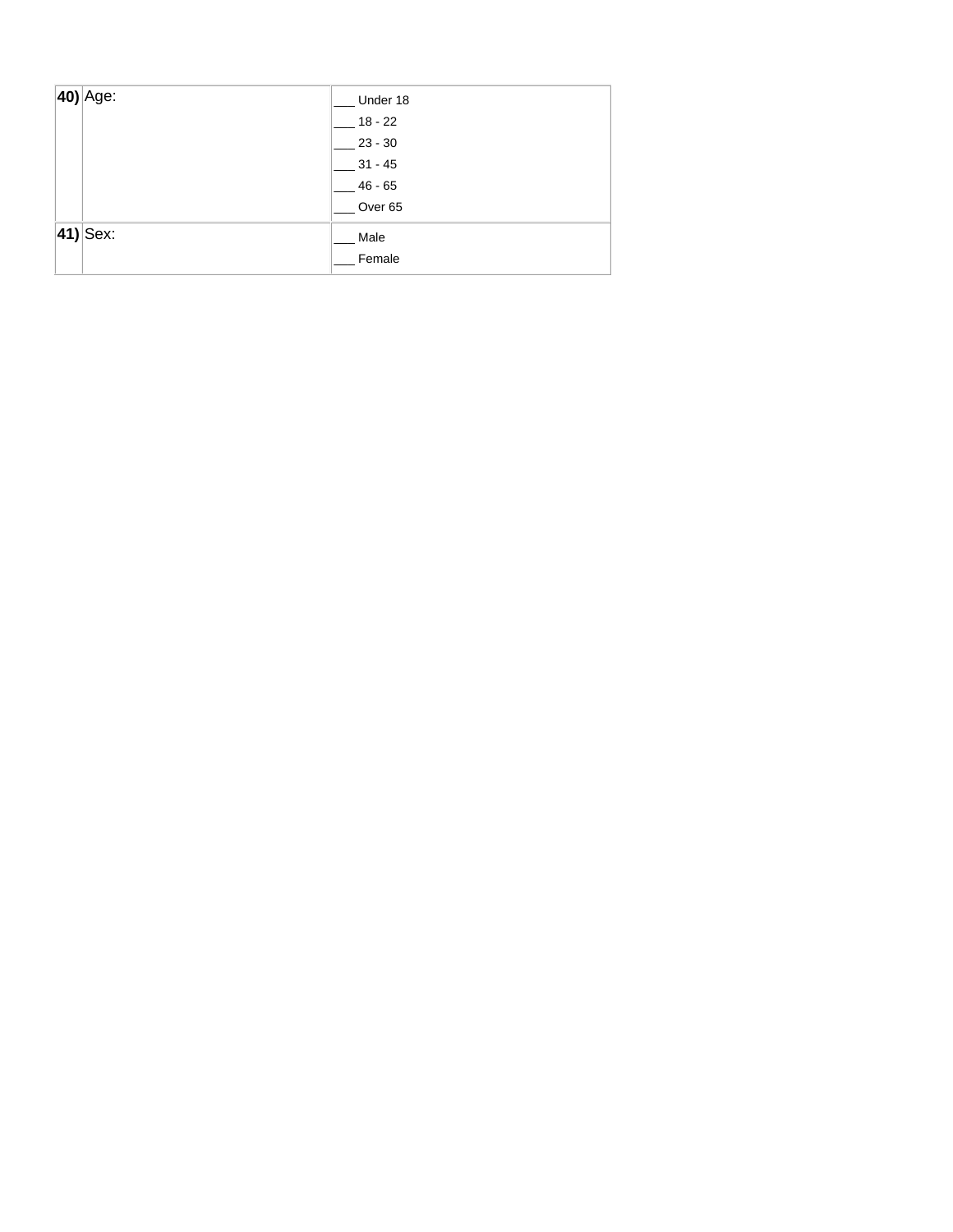| | | |
|---|---|---|
| **40)** | Age: | ___ Under 18<br>___ 18 - 22<br>___ 23 - 30<br>___ 31 - 45<br>___ 46 - 65<br>___ Over 65 |
| **41)** | Sex: | ___ Male<br>___ Female |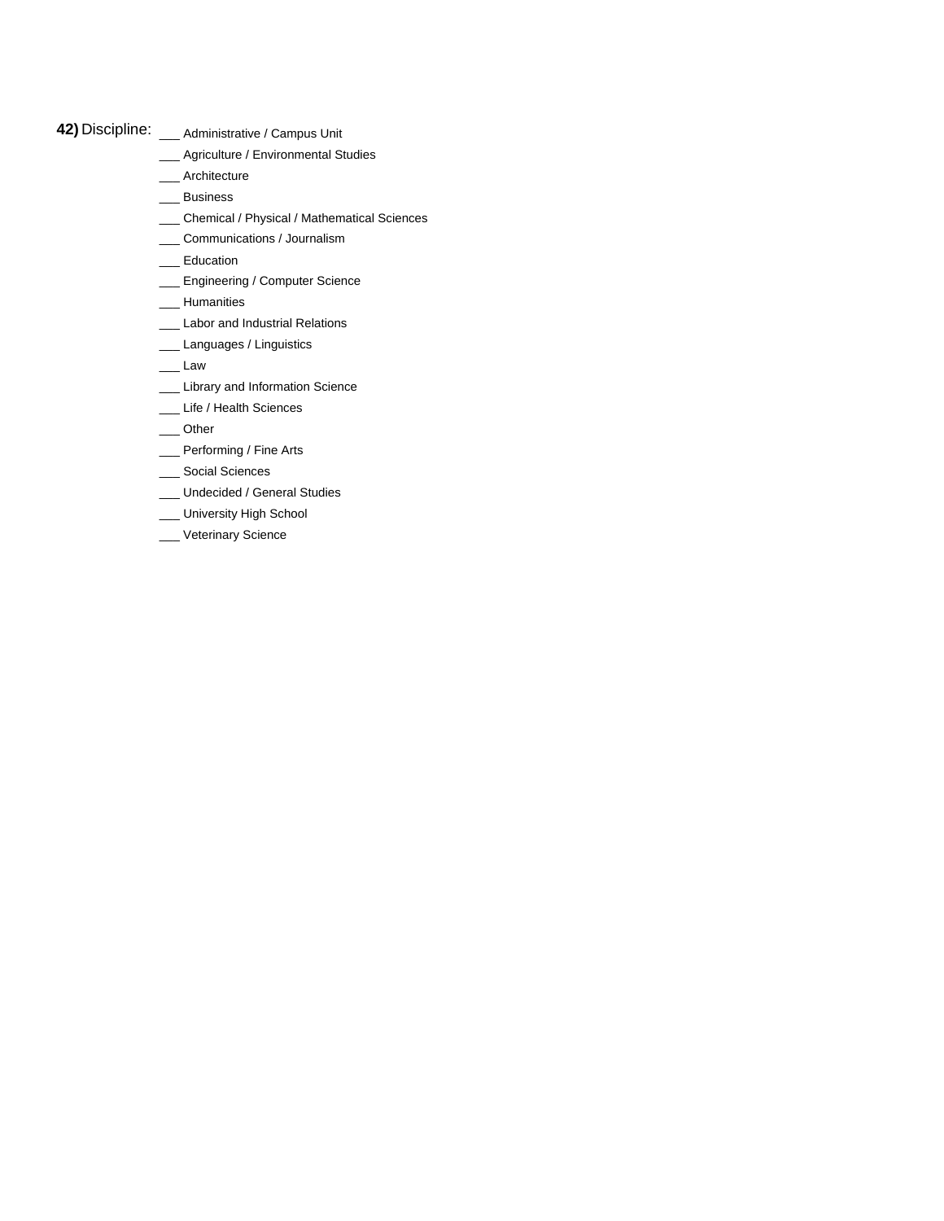**42)** Discipline:

___ Administrative / Campus Unit
___ Agriculture / Environmental Studies
___ Architecture
___ Business
___ Chemical / Physical / Mathematical Sciences
___ Communications / Journalism
___ Education
___ Engineering / Computer Science
___ Humanities
___ Labor and Industrial Relations
___ Languages / Linguistics
___ Law
___ Library and Information Science
___ Life / Health Sciences
___ Other
___ Performing / Fine Arts
___ Social Sciences
___ Undecided / General Studies
___ University High School
___ Veterinary Science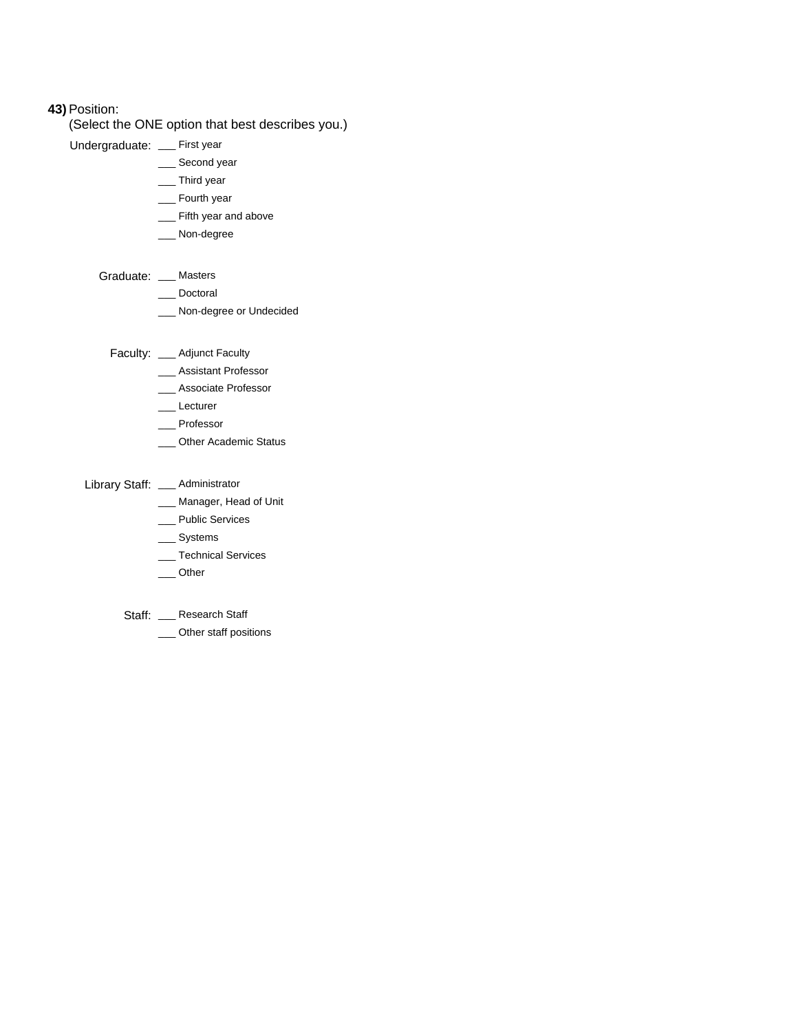**43)** Position:
(Select the ONE option that best describes you.)

Undergraduate:
- ___ First year
- ___ Second year
- ___ Third year
- ___ Fourth year
- ___ Fifth year and above
- ___ Non-degree

Graduate:
- ___ Masters
- ___ Doctoral
- ___ Non-degree or Undecided

Faculty:
- ___ Adjunct Faculty
- ___ Assistant Professor
- ___ Associate Professor
- ___ Lecturer
- ___ Professor
- ___ Other Academic Status

Library Staff:
- ___ Administrator
- ___ Manager, Head of Unit
- ___ Public Services
- ___ Systems
- ___ Technical Services
- ___ Other

Staff:
- ___ Research Staff
- ___ Other staff positions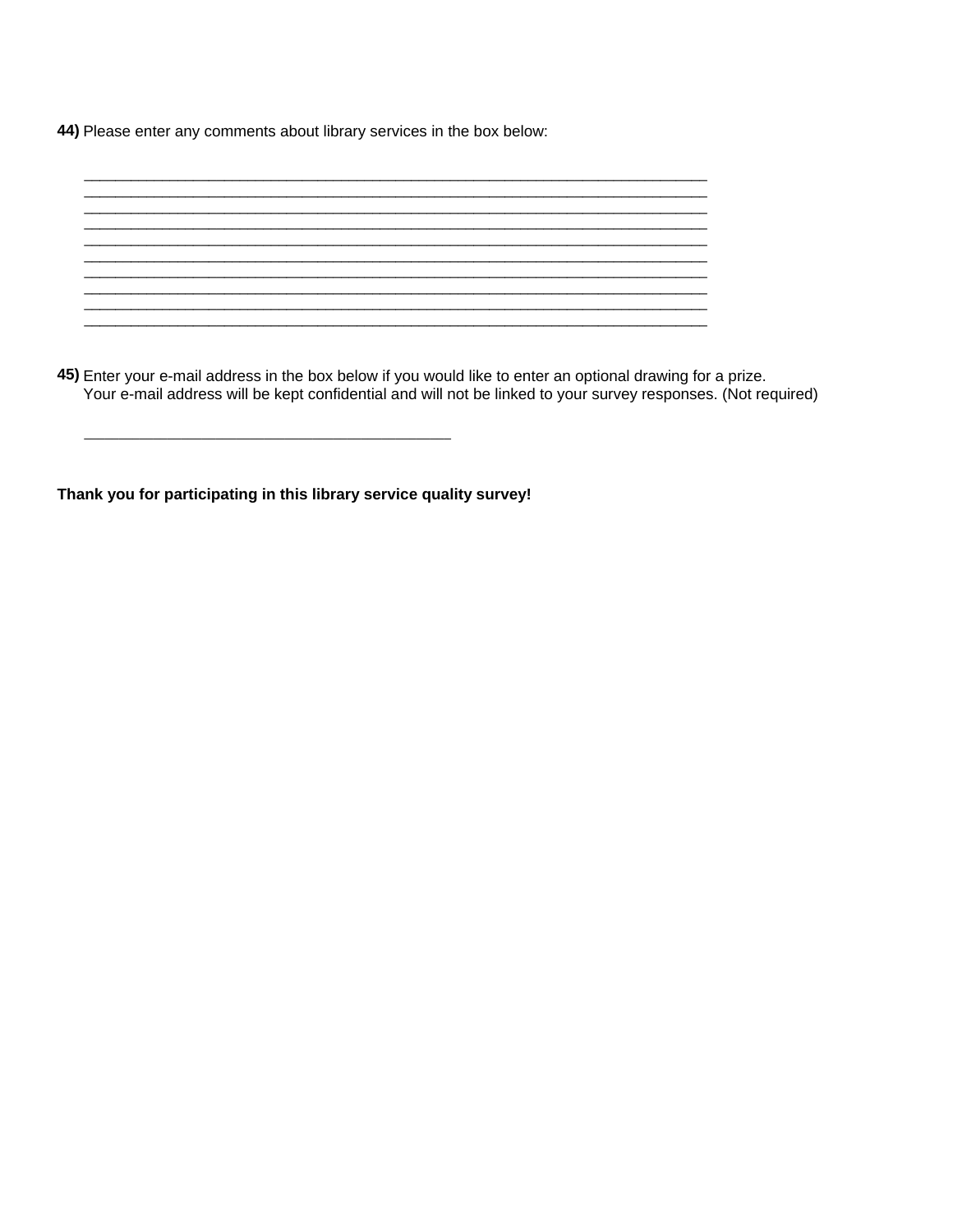**44)** Please enter any comments about library services in the box below:

\_\_\_\_\_\_\_\_\_\_\_\_\_\_\_\_\_\_\_\_\_\_\_\_\_\_\_\_\_\_\_\_\_\_\_\_\_\_\_\_\_\_\_\_\_\_\_\_\_\_\_\_\_\_\_\_\_\_\_\_\_\_\_\_\_\_\_\_\_\_
\_\_\_\_\_\_\_\_\_\_\_\_\_\_\_\_\_\_\_\_\_\_\_\_\_\_\_\_\_\_\_\_\_\_\_\_\_\_\_\_\_\_\_\_\_\_\_\_\_\_\_\_\_\_\_\_\_\_\_\_\_\_\_\_\_\_\_\_\_\_
\_\_\_\_\_\_\_\_\_\_\_\_\_\_\_\_\_\_\_\_\_\_\_\_\_\_\_\_\_\_\_\_\_\_\_\_\_\_\_\_\_\_\_\_\_\_\_\_\_\_\_\_\_\_\_\_\_\_\_\_\_\_\_\_\_\_\_\_\_\_
\_\_\_\_\_\_\_\_\_\_\_\_\_\_\_\_\_\_\_\_\_\_\_\_\_\_\_\_\_\_\_\_\_\_\_\_\_\_\_\_\_\_\_\_\_\_\_\_\_\_\_\_\_\_\_\_\_\_\_\_\_\_\_\_\_\_\_\_\_\_
\_\_\_\_\_\_\_\_\_\_\_\_\_\_\_\_\_\_\_\_\_\_\_\_\_\_\_\_\_\_\_\_\_\_\_\_\_\_\_\_\_\_\_\_\_\_\_\_\_\_\_\_\_\_\_\_\_\_\_\_\_\_\_\_\_\_\_\_\_\_
\_\_\_\_\_\_\_\_\_\_\_\_\_\_\_\_\_\_\_\_\_\_\_\_\_\_\_\_\_\_\_\_\_\_\_\_\_\_\_\_\_\_\_\_\_\_\_\_\_\_\_\_\_\_\_\_\_\_\_\_\_\_\_\_\_\_\_\_\_\_
\_\_\_\_\_\_\_\_\_\_\_\_\_\_\_\_\_\_\_\_\_\_\_\_\_\_\_\_\_\_\_\_\_\_\_\_\_\_\_\_\_\_\_\_\_\_\_\_\_\_\_\_\_\_\_\_\_\_\_\_\_\_\_\_\_\_\_\_\_\_
\_\_\_\_\_\_\_\_\_\_\_\_\_\_\_\_\_\_\_\_\_\_\_\_\_\_\_\_\_\_\_\_\_\_\_\_\_\_\_\_\_\_\_\_\_\_\_\_\_\_\_\_\_\_\_\_\_\_\_\_\_\_\_\_\_\_\_\_\_\_
\_\_\_\_\_\_\_\_\_\_\_\_\_\_\_\_\_\_\_\_\_\_\_\_\_\_\_\_\_\_\_\_\_\_\_\_\_\_\_\_\_\_\_\_\_\_\_\_\_\_\_\_\_\_\_\_\_\_\_\_\_\_\_\_\_\_\_\_\_\_
\_\_\_\_\_\_\_\_\_\_\_\_\_\_\_\_\_\_\_\_\_\_\_\_\_\_\_\_\_\_\_\_\_\_\_\_\_\_\_\_\_\_\_\_\_\_\_\_\_\_\_\_\_\_\_\_\_\_\_\_\_\_\_\_\_\_\_\_\_\_

**45)** Enter your e-mail address in the box below if you would like to enter an optional drawing for a prize.
Your e-mail address will be kept confidential and will not be linked to your survey responses. (Not required)

\_\_\_\_\_\_\_\_\_\_\_\_\_\_\_\_\_\_\_\_\_\_\_\_\_\_\_\_\_\_\_\_\_\_\_\_\_\_\_\_\_\_

**Thank you for participating in this library service quality survey!**